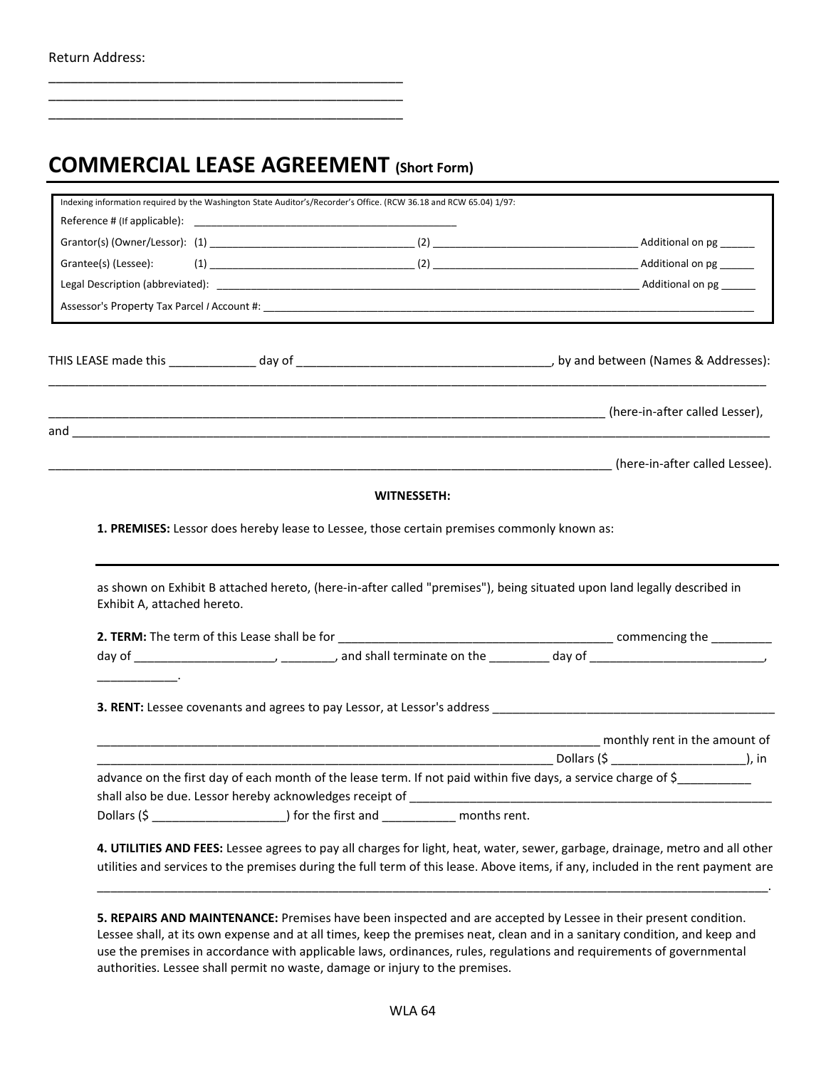Return Address:

\_\_\_\_\_\_\_\_\_\_\_\_\_\_\_\_\_\_\_\_\_\_\_\_\_\_\_\_\_\_\_\_\_\_\_\_\_\_\_\_\_\_\_\_\_\_\_\_

\_\_\_\_\_\_\_\_\_\_\_\_\_\_\_\_\_\_\_\_\_\_\_\_\_\_\_\_\_\_\_\_\_\_\_\_\_\_\_\_\_\_\_\_\_\_\_\_

\_\_\_\_\_\_\_\_\_\_\_\_\_\_\_\_\_\_\_\_\_\_\_\_\_\_\_\_\_\_\_\_\_\_\_\_\_\_\_\_\_\_\_\_\_\_\_\_

# COMMERCIAL LEASE AGREEMENT (Short Form)

Indexing information required by the Washington State Auditor's/Recorder's Office. (RCW 36.18 and RCW 65.04) 1/97:

Reference # (If applicable): \_\_\_\_\_\_\_\_\_\_\_\_\_\_\_\_\_\_\_\_\_\_\_\_\_\_\_\_\_\_\_\_\_\_\_\_\_\_\_\_\_\_\_\_

Grantor(s) (Owner/Lessor): (1) \_\_\_\_\_\_\_\_\_\_\_\_\_\_\_\_\_\_\_\_\_\_\_\_\_\_\_\_\_\_\_\_\_\_\_ (2) \_\_\_\_\_\_\_\_\_\_\_\_\_\_\_\_\_\_\_\_\_\_\_\_\_\_\_\_\_\_\_\_\_\_\_\_ Additional on pg \_\_\_\_\_\_

Grantee(s) (Lessee): (1) \_\_\_\_\_\_\_\_\_\_\_\_\_\_\_\_\_\_\_\_\_\_\_\_\_\_\_\_\_\_\_\_\_\_\_ (2) \_\_\_\_\_\_\_\_\_\_\_\_\_\_\_\_\_\_\_\_\_\_\_\_\_\_\_\_\_\_\_\_\_\_\_\_ Additional on pg \_\_\_\_\_\_

Legal Description (abbreviated): \_\_\_\_\_\_\_\_\_\_\_\_\_\_\_\_\_\_\_\_\_\_\_\_\_\_\_\_\_\_\_\_\_\_\_\_\_\_\_\_\_\_\_\_\_\_\_\_\_\_\_\_\_\_\_\_\_\_\_\_\_\_\_\_\_\_\_\_\_\_\_\_\_ Additional on pg \_\_\_\_\_\_

Assessor's Property Tax Parcel / Account #: \_\_\_\_\_\_\_\_\_\_\_\_\_\_\_\_\_\_\_\_\_\_\_\_\_\_\_\_\_\_\_\_\_\_\_\_\_\_\_\_\_\_\_\_\_\_\_\_\_\_\_\_\_\_\_\_\_\_\_\_\_\_\_\_\_\_\_\_\_\_\_\_\_\_\_\_\_\_\_\_\_\_\_\_\_\_\_\_\_\_\_

THIS LEASE made this \_\_\_\_\_\_\_\_\_\_\_\_\_ day of \_\_\_\_\_\_\_\_\_\_\_\_\_\_\_\_\_\_\_\_\_\_\_\_\_\_\_\_\_\_\_\_\_\_\_\_\_\_, by and between (Names & Addresses):

\_\_\_\_\_\_\_\_\_\_\_\_\_\_\_\_\_\_\_\_\_\_\_\_\_\_\_\_\_\_\_\_\_\_\_\_\_\_\_\_\_\_\_\_\_\_\_\_\_\_\_\_\_\_\_\_\_\_\_\_\_\_\_\_\_\_\_\_\_\_\_\_\_\_\_\_\_\_\_\_\_\_\_\_\_\_\_\_\_\_\_\_\_\_\_\_\_\_\_\_\_\_\_\_\_\_

\_\_\_\_\_\_\_\_\_\_\_\_\_\_\_\_\_\_\_\_\_\_\_\_\_\_\_\_\_\_\_\_\_\_\_\_\_\_\_\_\_\_\_\_\_\_\_\_\_\_\_\_\_\_\_\_\_\_\_\_\_\_\_\_\_\_\_\_\_\_\_\_\_\_\_\_\_\_\_\_\_\_\_\_ (here-in-after called Lesser),

and \_\_\_\_\_\_\_\_\_\_\_\_\_\_\_\_\_\_\_\_\_\_\_\_\_\_\_\_\_\_\_\_\_\_\_\_\_\_\_\_\_\_\_\_\_\_\_\_\_\_\_\_\_\_\_\_\_\_\_\_\_\_\_\_\_\_\_\_\_\_\_\_\_\_\_\_\_\_\_\_\_\_\_\_\_\_\_\_\_\_\_\_\_\_\_\_\_\_\_\_\_\_\_\_\_

\_\_\_\_\_\_\_\_\_\_\_\_\_\_\_\_\_\_\_\_\_\_\_\_\_\_\_\_\_\_\_\_\_\_\_\_\_\_\_\_\_\_\_\_\_\_\_\_\_\_\_\_\_\_\_\_\_\_\_\_\_\_\_\_\_\_\_\_\_\_\_\_\_\_\_\_\_\_\_\_\_\_\_\_\_ (here-in-after called Lessee).

**WITNESSETH:**

**1. PREMISES:** Lessor does hereby lease to Lessee, those certain premises commonly known as:

\_\_\_\_\_\_\_\_\_\_\_\_\_\_\_\_\_\_\_\_\_\_\_\_\_\_\_\_\_\_\_\_\_\_\_\_\_\_\_\_\_\_\_\_\_\_\_\_\_\_\_\_\_\_\_\_\_\_\_\_\_\_\_\_\_\_\_\_\_\_\_\_\_\_\_\_\_\_\_\_\_\_\_\_\_\_\_\_\_\_\_\_\_\_\_\_\_\_\_\_\_\_

as shown on Exhibit B attached hereto, (here-in-after called "premises"), being situated upon land legally described in Exhibit A, attached hereto.

**2. TERM:** The term of this Lease shall be for \_\_\_\_\_\_\_\_\_\_\_\_\_\_\_\_\_\_\_\_\_\_\_\_\_\_\_\_\_\_\_\_\_\_\_\_\_\_\_\_\_\_ commencing the \_\_\_\_\_\_\_\_\_ day of \_\_\_\_\_\_\_\_\_\_\_\_\_\_\_\_\_\_\_\_\_, \_\_\_\_\_\_\_\_, and shall terminate on the \_\_\_\_\_\_\_\_\_ day of \_\_\_\_\_\_\_\_\_\_\_\_\_\_\_\_\_\_\_\_\_\_\_\_\_\_, \_\_\_\_\_\_\_\_\_\_\_\_.

**3. RENT:** Lessee covenants and agrees to pay Lessor, at Lessor's address \_\_\_\_\_\_\_\_\_\_\_\_\_\_\_\_\_\_\_\_\_\_\_\_\_\_\_\_\_\_\_\_\_\_\_\_\_\_\_\_\_\_\_\_\_\_

\_\_\_\_\_\_\_\_\_\_\_\_\_\_\_\_\_\_\_\_\_\_\_\_\_\_\_\_\_\_\_\_\_\_\_\_\_\_\_\_\_\_\_\_\_\_\_\_\_\_\_\_\_\_\_\_\_\_\_\_\_\_\_\_\_\_\_\_\_\_\_\_\_\_\_\_ monthly rent in the amount of \_\_\_\_\_\_\_\_\_\_\_\_\_\_\_\_\_\_\_\_\_\_\_\_\_\_\_\_\_\_\_\_\_\_\_\_\_\_\_\_\_\_\_\_\_\_\_\_\_\_\_\_\_\_\_\_\_\_\_\_\_\_\_\_\_\_\_\_\_\_ Dollars ($ \_\_\_\_\_\_\_\_\_\_\_\_\_\_\_\_\_\_\_\_), in advance on the first day of each month of the lease term. If not paid within five days, a service charge of $\_\_\_\_\_\_\_\_\_\_\_ shall also be due. Lessor hereby acknowledges receipt of \_\_\_\_\_\_\_\_\_\_\_\_\_\_\_\_\_\_\_\_\_\_\_\_\_\_\_\_\_\_\_\_\_\_\_\_\_\_\_\_\_\_\_\_\_\_\_\_\_\_\_\_\_\_\_ Dollars ($ \_\_\_\_\_\_\_\_\_\_\_\_\_\_\_\_\_\_\_\_) for the first and \_\_\_\_\_\_\_\_\_\_\_ months rent.

**4. UTILITIES AND FEES:** Lessee agrees to pay all charges for light, heat, water, sewer, garbage, drainage, metro and all other utilities and services to the premises during the full term of this lease. Above items, if any, included in the rent payment are \_\_\_\_\_\_\_\_\_\_\_\_\_\_\_\_\_\_\_\_\_\_\_\_\_\_\_\_\_\_\_\_\_\_\_\_\_\_\_\_\_\_\_\_\_\_\_\_\_\_\_\_\_\_\_\_\_\_\_\_\_\_\_\_\_\_\_\_\_\_\_\_\_\_\_\_\_\_\_\_\_\_\_\_\_\_\_\_\_\_\_\_\_\_\_\_\_\_\_\_\_\_\_.

**5. REPAIRS AND MAINTENANCE:** Premises have been inspected and are accepted by Lessee in their present condition. Lessee shall, at its own expense and at all times, keep the premises neat, clean and in a sanitary condition, and keep and use the premises in accordance with applicable laws, ordinances, rules, regulations and requirements of governmental authorities. Lessee shall permit no waste, damage or injury to the premises.

WLA 64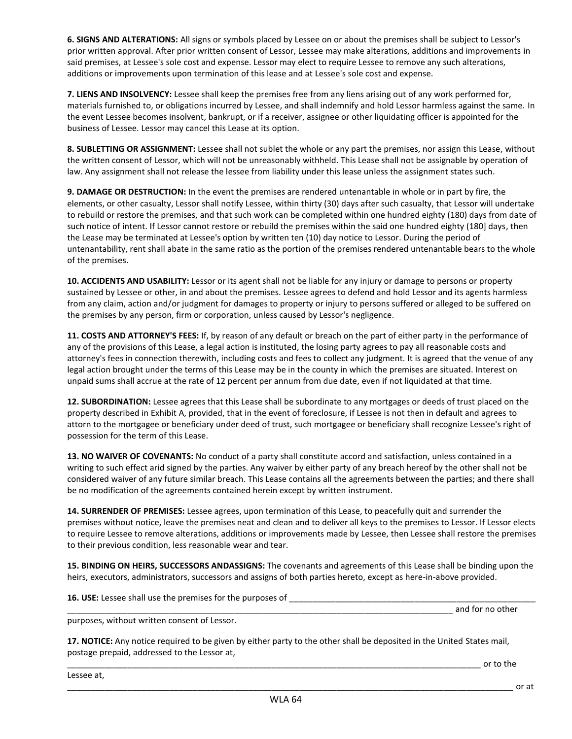**6. SIGNS AND ALTERATIONS:** All signs or symbols placed by Lessee on or about the premises shall be subject to Lessor's prior written approval. After prior written consent of Lessor, Lessee may make alterations, additions and improvements in said premises, at Lessee's sole cost and expense. Lessor may elect to require Lessee to remove any such alterations, additions or improvements upon termination of this lease and at Lessee's sole cost and expense.

**7. LIENS AND INSOLVENCY:** Lessee shall keep the premises free from any liens arising out of any work performed for, materials furnished to, or obligations incurred by Lessee, and shall indemnify and hold Lessor harmless against the same. In the event Lessee becomes insolvent, bankrupt, or if a receiver, assignee or other liquidating officer is appointed for the business of Lessee. Lessor may cancel this Lease at its option.

**8. SUBLETTING OR ASSIGNMENT:** Lessee shall not sublet the whole or any part the premises, nor assign this Lease, without the written consent of Lessor, which will not be unreasonably withheld. This Lease shall not be assignable by operation of law. Any assignment shall not release the lessee from liability under this lease unless the assignment states such.

**9. DAMAGE OR DESTRUCTION:** In the event the premises are rendered untenantable in whole or in part by fire, the elements, or other casualty, Lessor shall notify Lessee, within thirty (30) days after such casualty, that Lessor will undertake to rebuild or restore the premises, and that such work can be completed within one hundred eighty (180) days from date of such notice of intent. If Lessor cannot restore or rebuild the premises within the said one hundred eighty (180] days, then the Lease may be terminated at Lessee's option by written ten (10) day notice to Lessor. During the period of untenantability, rent shall abate in the same ratio as the portion of the premises rendered untenantable bears to the whole of the premises.

**10. ACCIDENTS AND USABILITY:** Lessor or its agent shall not be liable for any injury or damage to persons or property sustained by Lessee or other, in and about the premises. Lessee agrees to defend and hold Lessor and its agents harmless from any claim, action and/or judgment for damages to property or injury to persons suffered or alleged to be suffered on the premises by any person, firm or corporation, unless caused by Lessor's negligence.

**11. COSTS AND ATTORNEY'S FEES:** If, by reason of any default or breach on the part of either party in the performance of any of the provisions of this Lease, a legal action is instituted, the losing party agrees to pay all reasonable costs and attorney's fees in connection therewith, including costs and fees to collect any judgment. It is agreed that the venue of any legal action brought under the terms of this Lease may be in the county in which the premises are situated. Interest on unpaid sums shall accrue at the rate of 12 percent per annum from due date, even if not liquidated at that time.

**12. SUBORDINATION:** Lessee agrees that this Lease shall be subordinate to any mortgages or deeds of trust placed on the property described in Exhibit A, provided, that in the event of foreclosure, if Lessee is not then in default and agrees to attorn to the mortgagee or beneficiary under deed of trust, such mortgagee or beneficiary shall recognize Lessee's right of possession for the term of this Lease.

**13. NO WAIVER OF COVENANTS:** No conduct of a party shall constitute accord and satisfaction, unless contained in a writing to such effect arid signed by the parties. Any waiver by either party of any breach hereof by the other shall not be considered waiver of any future similar breach. This Lease contains all the agreements between the parties; and there shall be no modification of the agreements contained herein except by written instrument.

**14. SURRENDER OF PREMISES:** Lessee agrees, upon termination of this Lease, to peacefully quit and surrender the premises without notice, leave the premises neat and clean and to deliver all keys to the premises to Lessor. If Lessor elects to require Lessee to remove alterations, additions or improvements made by Lessee, then Lessee shall restore the premises to their previous condition, less reasonable wear and tear.

**15. BINDING ON HEIRS, SUCCESSORS ANDASSIGNS:** The covenants and agreements of this Lease shall be binding upon the heirs, executors, administrators, successors and assigns of both parties hereto, except as here-in-above provided.

**16. USE:** Lessee shall use the premises for the purposes of ______________________________________________________
________________________________________________________________________________________ and for no other purposes, without written consent of Lessor.

**17. NOTICE:** Any notice required to be given by either party to the other shall be deposited in the United States mail, postage prepaid, addressed to the Lessor at,
______________________________________________________________________________________________ or to the Lessee at,
_____________________________________________________________________________________________________ or at

WLA 64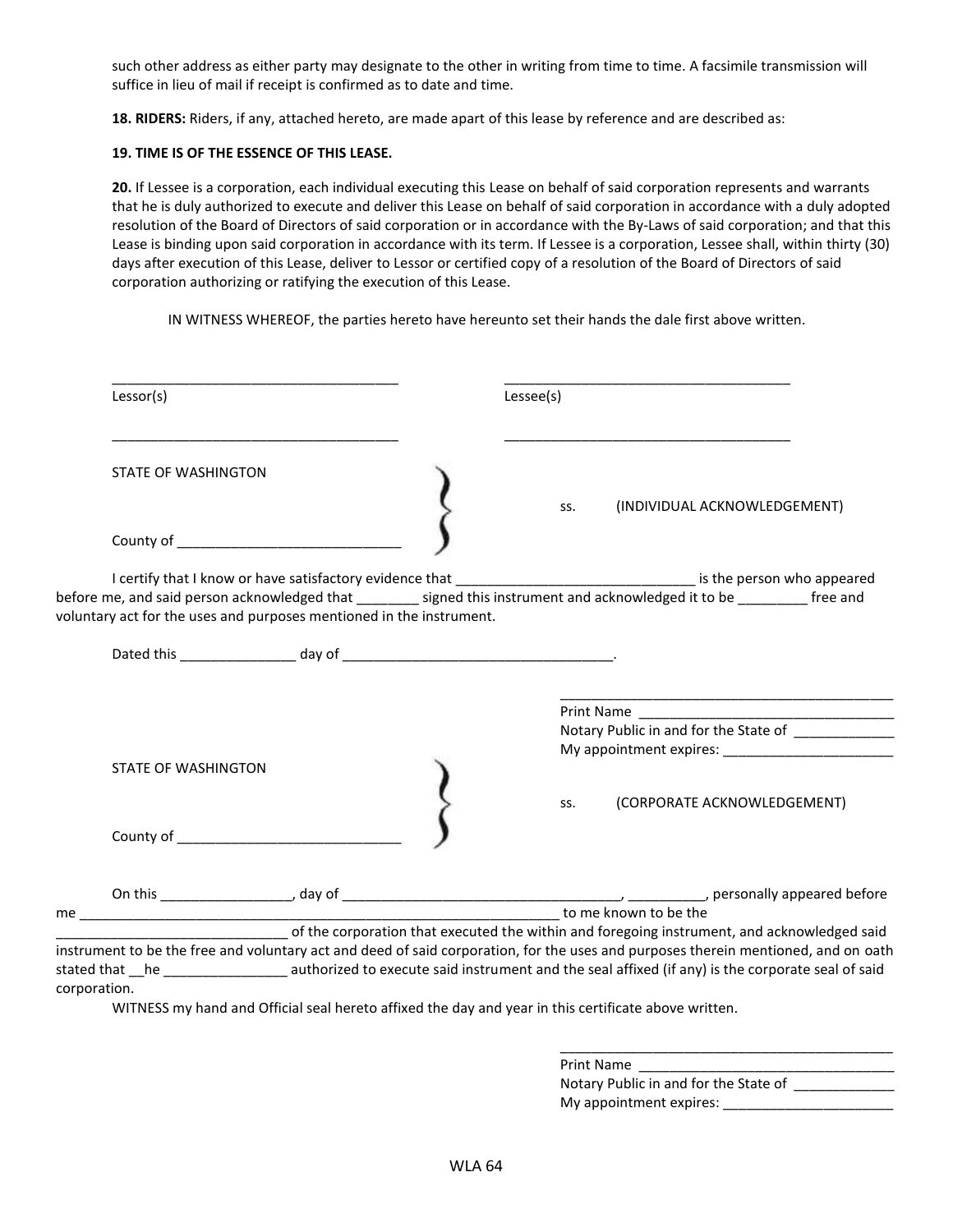such other address as either party may designate to the other in writing from time to time. A facsimile transmission will suffice in lieu of mail if receipt is confirmed as to date and time.

**18. RIDERS:** Riders, if any, attached hereto, are made apart of this lease by reference and are described as:

**19. TIME IS OF THE ESSENCE OF THIS LEASE.**

**20.** If Lessee is a corporation, each individual executing this Lease on behalf of said corporation represents and warrants that he is duly authorized to execute and deliver this Lease on behalf of said corporation in accordance with a duly adopted resolution of the Board of Directors of said corporation or in accordance with the By-Laws of said corporation; and that this Lease is binding upon said corporation in accordance with its term. If Lessee is a corporation, Lessee shall, within thirty (30) days after execution of this Lease, deliver to Lessor or certified copy of a resolution of the Board of Directors of said corporation authorizing or ratifying the execution of this Lease.

IN WITNESS WHEREOF, the parties hereto have hereunto set their hands the dale first above written.

_____________________________________ Lessor(s)

_____________________________________

_____________________________________ Lessee(s)

_____________________________________

STATE OF WASHINGTON

County of ____________________________

ss. (INDIVIDUAL ACKNOWLEDGEMENT)

I certify that I know or have satisfactory evidence that ______________________________ is the person who appeared before me, and said person acknowledged that ________ signed this instrument and acknowledged it to be _________ free and voluntary act for the uses and purposes mentioned in the instrument.

Dated this _______________ day of ___________________________________.

_____________________________________________
Print Name _________________________________
Notary Public in and for the State of _____________
My appointment expires: ______________________

STATE OF WASHINGTON

County of ____________________________

ss. (CORPORATE ACKNOWLEDGEMENT)

On this _________________, day of ___________________________________, __________, personally appeared before me _________________________________________________________________ to me known to be the ______________________________ of the corporation that executed the within and foregoing instrument, and acknowledged said instrument to be the free and voluntary act and deed of said corporation, for the uses and purposes therein mentioned, and on oath stated that __he ________________ authorized to execute said instrument and the seal affixed (if any) is the corporate seal of said corporation.

WITNESS my hand and Official seal hereto affixed the day and year in this certificate above written.

_____________________________________________
Print Name _________________________________
Notary Public in and for the State of _____________
My appointment expires: ______________________

WLA 64